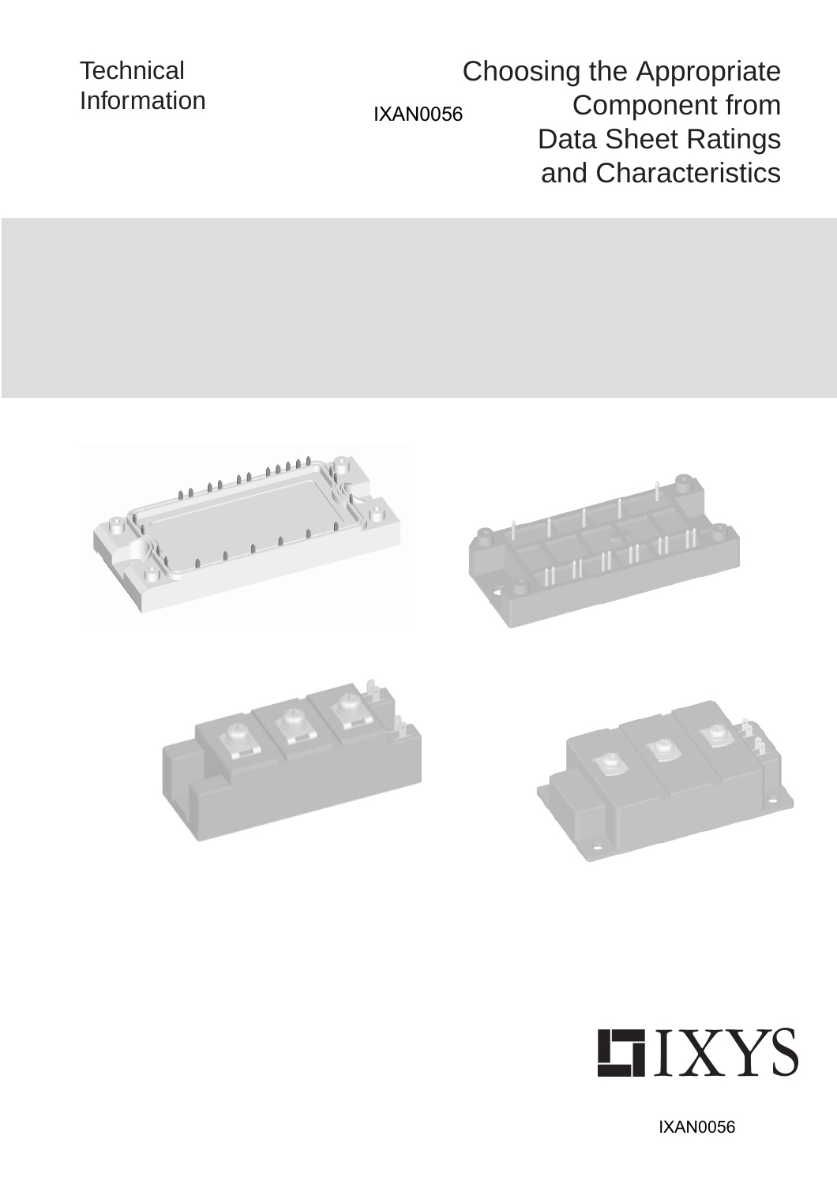Technical Information

IXAN0056

# Choosing the Appropriate Component from Data Sheet Ratings and Characteristics

IXYS

IXAN0056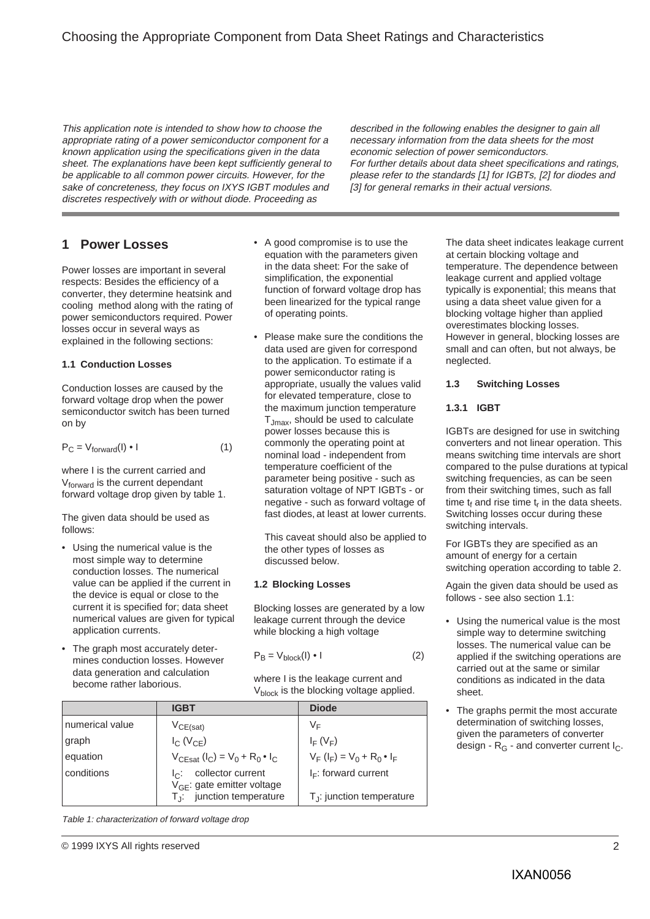*This application note is intended to show how to choose the appropriate rating of a power semiconductor component for a known application using the specifications given in the data sheet. The explanations have been kept sufficiently general to be applicable to all common power circuits. However, for the sake of concreteness, they focus on IXYS IGBT modules and discretes respectively with or without diode. Proceeding as described in the following enables the designer to gain all necessary information from the data sheets for the most economic selection of power semiconductors.*
*For further details about data sheet specifications and ratings, please refer to the standards [1] for IGBTs, [2] for diodes and [3] for general remarks in their actual versions.*

## 1 Power Losses

Power losses are important in several respects: Besides the efficiency of a converter, they determine heatsink and cooling method along with the rating of power semiconductors required. Power losses occur in several ways as explained in the following sections:

### 1.1 Conduction Losses

Conduction losses are caused by the forward voltage drop when the power semiconductor switch has been turned on by

$$P_C = V_{forward}(I) \cdot I \qquad (1)$$

where I is the current carried and $V_{forward}$ is the current dependant forward voltage drop given by table 1.

The given data should be used as follows:

- Using the numerical value is the most simple way to determine conduction losses. The numerical value can be applied if the current in the device is equal or close to the current it is specified for; data sheet numerical values are given for typical application currents.
- The graph most accurately determines conduction losses. However data generation and calculation become rather laborious.
- A good compromise is to use the equation with the parameters given in the data sheet: For the sake of simplification, the exponential function of forward voltage drop has been linearized for the typical range of operating points.
- Please make sure the conditions the data used are given for correspond to the application. To estimate if a power semiconductor rating is appropriate, usually the values valid for elevated temperature, close to the maximum junction temperature $T_{Jmax}$, should be used to calculate power losses because this is commonly the operating point at nominal load - independent from temperature coefficient of the parameter being positive - such as saturation voltage of NPT IGBTs - or negative - such as forward voltage of fast diodes, at least at lower currents.

  This caveat should also be applied to the other types of losses as discussed below.

| | IGBT | Diode |
|---|---|---|
| numerical value | $V_{CE(sat)}$ | $V_F$ |
| graph | $I_C$ ($V_{CE}$) | $I_F$ ($V_F$) |
| equation | $V_{CEsat}(I_C) = V_0 + R_0 \cdot I_C$ | $V_F(I_F) = V_0 + R_0 \cdot I_F$ |
| conditions | $I_C$: collector current<br>$V_{GE}$: gate emitter voltage<br>$T_J$: junction temperature | $I_F$: forward current<br><br>$T_J$: junction temperature |

*Table 1: characterization of forward voltage drop*

### 1.2 Blocking Losses

Blocking losses are generated by a low leakage current through the device while blocking a high voltage

$$P_B = V_{block}(I) \cdot I \qquad (2)$$

where I is the leakage current and $V_{block}$ is the blocking voltage applied.

The data sheet indicates leakage current at certain blocking voltage and temperature. The dependence between leakage current and applied voltage typically is exponential; this means that using a data sheet value given for a blocking voltage higher than applied overestimates blocking losses. However in general, blocking losses are small and can often, but not always, be neglected.

### 1.3 Switching Losses

#### 1.3.1 IGBT

IGBTs are designed for use in switching converters and not linear operation. This means switching time intervals are short compared to the pulse durations at typical switching frequencies, as can be seen from their switching times, such as fall time $t_f$ and rise time $t_r$ in the data sheets. Switching losses occur during these switching intervals.

For IGBTs they are specified as an amount of energy for a certain switching operation according to table 2.

Again the given data should be used as follows - see also section 1.1:

- Using the numerical value is the most simple way to determine switching losses. The numerical value can be applied if the switching operations are carried out at the same or similar conditions as indicated in the data sheet.
- The graphs permit the most accurate determination of switching losses, given the parameters of converter design - $R_G$ - and converter current $I_C$.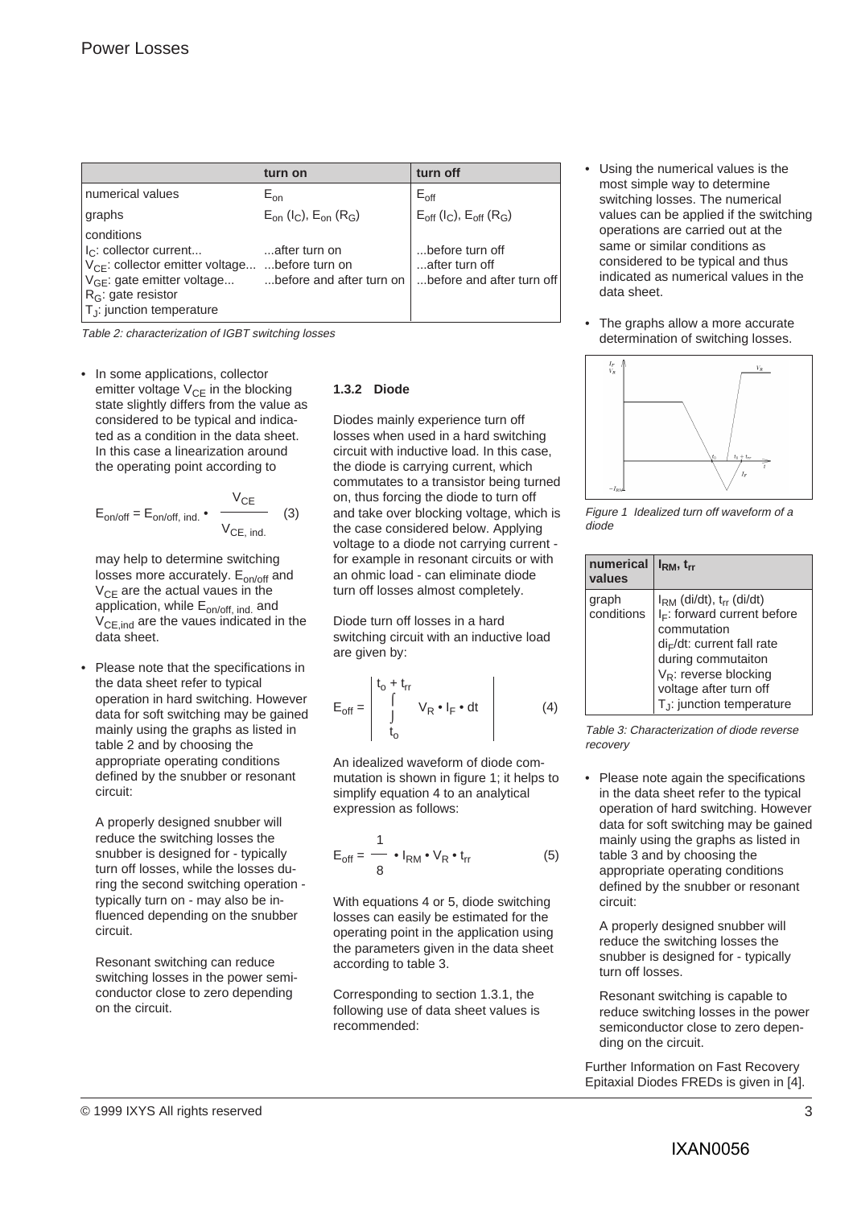| | turn on | turn off |
|---|---|---|
| numerical values | $E_{on}$ | $E_{off}$ |
| graphs | $E_{on}$ ($I_C$), $E_{on}$ ($R_G$) | $E_{off}$ ($I_C$), $E_{off}$ ($R_G$) |
| conditions<br>$I_C$: collector current...<br>$V_{CE}$: collector emitter voltage...<br>$V_{GE}$: gate emitter voltage...<br>$R_G$: gate resistor<br>$T_J$: junction temperature | <br>...after turn on<br>...before turn on<br>...before and after turn on | <br>...before turn off<br>...after turn off<br>...before and after turn off |

*Table 2: characterization of IGBT switching losses*

- In some applications, collector emitter voltage $V_{CE}$ in the blocking state slightly differs from the value as considered to be typical and indicated as a condition in the data sheet. In this case a linearization around the operating point according to

$$E_{on/off} = E_{on/off,\,ind.} \cdot \frac{V_{CE}}{V_{CE,\,ind.}} \qquad (3)$$

  may help to determine switching losses more accurately. $E_{on/off}$ and $V_{CE}$ are the actual vaues in the application, while $E_{on/off,\,ind.}$ and $V_{CE,ind}$ are the vaues indicated in the data sheet.

- Please note that the specifications in the data sheet refer to typical operation in hard switching. However data for soft switching may be gained mainly using the graphs as listed in table 2 and by choosing the appropriate operating conditions defined by the snubber or resonant circuit:

  A properly designed snubber will reduce the switching losses the snubber is designed for - typically turn off losses, while the losses during the second switching operation - typically turn on - may also be influenced depending on the snubber circuit.

  Resonant switching can reduce switching losses in the power semiconductor close to zero depending on the circuit.

### 1.3.2 Diode

Diodes mainly experience turn off losses when used in a hard switching circuit with inductive load. In this case, the diode is carrying current, which commutates to a transistor being turned on, thus forcing the diode to turn off and take over blocking voltage, which is the case considered below. Applying voltage to a diode not carrying current - for example in resonant circuits or with an ohmic load - can eliminate diode turn off losses almost completely.

Diode turn off losses in a hard switching circuit with an inductive load are given by:

$$E_{off} = \left| \int_{t_o}^{t_o + t_{rr}} V_R \cdot I_F \cdot dt \right| \qquad (4)$$

An idealized waveform of diode commutation is shown in figure 1; it helps to simplify equation 4 to an analytical expression as follows:

$$E_{off} = \frac{1}{8} \cdot I_{RM} \cdot V_R \cdot t_{rr} \qquad (5)$$

With equations 4 or 5, diode switching losses can easily be estimated for the operating point in the application using the parameters given in the data sheet according to table 3.

Corresponding to section 1.3.1, the following use of data sheet values is recommended:

- Using the numerical values is the most simple way to determine switching losses. The numerical values can be applied if the switching operations are carried out at the same or similar conditions as considered to be typical and thus indicated as numerical values in the data sheet.

- The graphs allow a more accurate determination of switching losses.

*Figure 1 Idealized turn off waveform of a diode*

| numerical values | $I_{RM}$, $t_{rr}$ |
|---|---|
| graph conditions | $I_{RM}$ (di/dt), $t_{rr}$ (di/dt)<br>$I_F$: forward current before commutation<br>$di_F/dt$: current fall rate during commutaiton<br>$V_R$: reverse blocking voltage after turn off<br>$T_J$: junction temperature |

*Table 3: Characterization of diode reverse recovery*

- Please note again the specifications in the data sheet refer to the typical operation of hard switching. However data for soft switching may be gained mainly using the graphs as listed in table 3 and by choosing the appropriate operating conditions defined by the snubber or resonant circuit:

  A properly designed snubber will reduce the switching losses the snubber is designed for - typically turn off losses.

  Resonant switching is capable to reduce switching losses in the power semiconductor close to zero depending on the circuit.

Further Information on Fast Recovery Epitaxial Diodes FREDs is given in [4].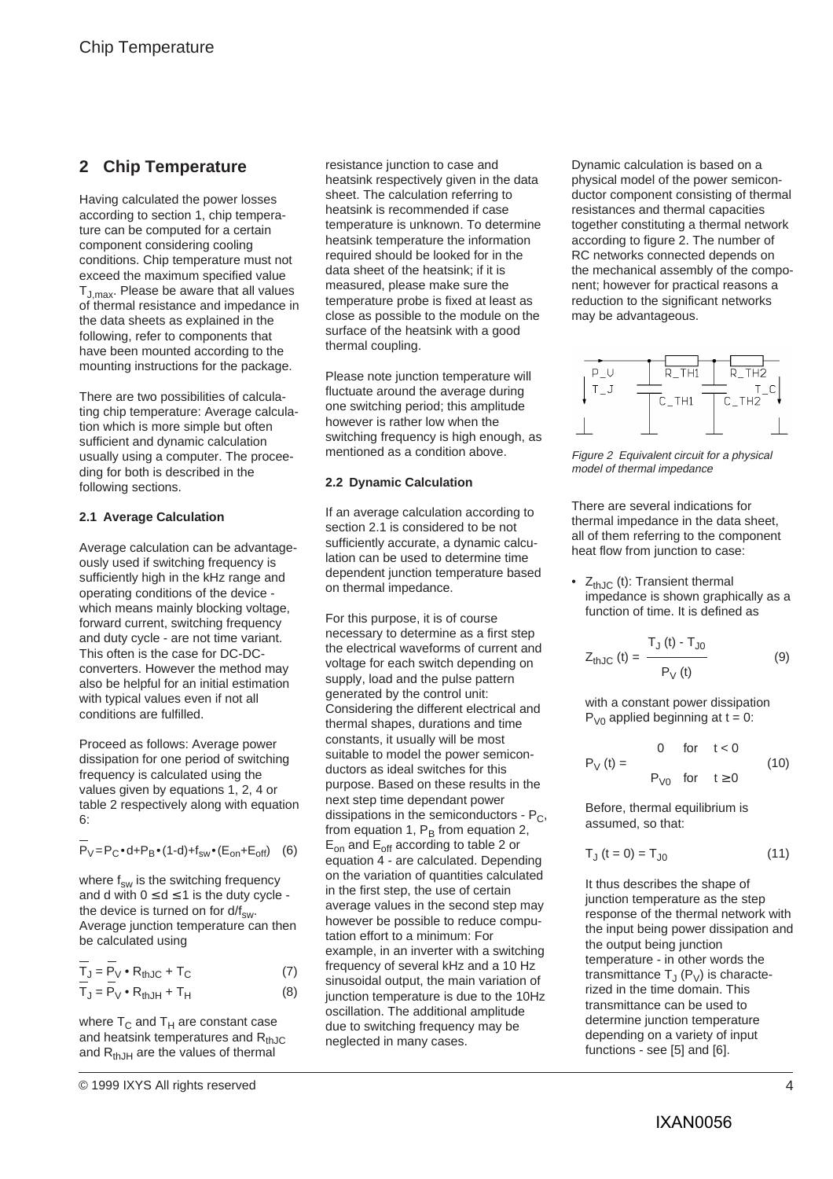## 2 Chip Temperature

Having calculated the power losses according to section 1, chip temperature can be computed for a certain component considering cooling conditions. Chip temperature must not exceed the maximum specified value $T_{J,max}$. Please be aware that all values of thermal resistance and impedance in the data sheets as explained in the following, refer to components that have been mounted according to the mounting instructions for the package.

There are two possibilities of calculating chip temperature: Average calculation which is more simple but often sufficient and dynamic calculation usually using a computer. The proceeding for both is described in the following sections.

### 2.1 Average Calculation

Average calculation can be advantageously used if switching frequency is sufficiently high in the kHz range and operating conditions of the device - which means mainly blocking voltage, forward current, switching frequency and duty cycle - are not time variant. This often is the case for DC-DC-converters. However the method may also be helpful for an initial estimation with typical values even if not all conditions are fulfilled.

Proceed as follows: Average power dissipation for one period of switching frequency is calculated using the values given by equations 1, 2, 4 or table 2 respectively along with equation 6:

$$\overline{P}_V = P_C \cdot d + P_B \cdot (1-d) + f_{sw} \cdot (E_{on} + E_{off}) \quad (6)$$

where $f_{sw}$ is the switching frequency and d with $0 \leq d \leq 1$ is the duty cycle - the device is turned on for $d/f_{sw}$. Average junction temperature can then be calculated using

$$\overline{T}_J = \overline{P}_V \cdot R_{thJC} + T_C \quad (7)$$

$$\overline{T}_J = \overline{P}_V \cdot R_{thJH} + T_H \quad (8)$$

where $T_C$ and $T_H$ are constant case and heatsink temperatures and $R_{thJC}$ and $R_{thJH}$ are the values of thermal resistance junction to case and heatsink respectively given in the data sheet. The calculation referring to heatsink is recommended if case temperature is unknown. To determine heatsink temperature the information required should be looked for in the data sheet of the heatsink; if it is measured, please make sure the temperature probe is fixed at least as close as possible to the module on the surface of the heatsink with a good thermal coupling.

Please note junction temperature will fluctuate around the average during one switching period; this amplitude however is rather low when the switching frequency is high enough, as mentioned as a condition above.

### 2.2 Dynamic Calculation

If an average calculation according to section 2.1 is considered to be not sufficiently accurate, a dynamic calculation can be used to determine time dependent junction temperature based on thermal impedance.

For this purpose, it is of course necessary to determine as a first step the electrical waveforms of current and voltage for each switch depending on supply, load and the pulse pattern generated by the control unit: Considering the different electrical and thermal shapes, durations and time constants, it usually will be most suitable to model the power semiconductors as ideal switches for this purpose. Based on these results in the next step time dependant power dissipations in the semiconductors - $P_C$, from equation 1, $P_B$ from equation 2, $E_{on}$ and $E_{off}$ according to table 2 or equation 4 - are calculated. Depending on the variation of quantities calculated in the first step, the use of certain average values in the second step may however be possible to reduce computation effort to a minimum: For example, in an inverter with a switching frequency of several kHz and a 10 Hz sinusoidal output, the main variation of junction temperature is due to the 10Hz oscillation. The additional amplitude due to switching frequency may be neglected in many cases.

Dynamic calculation is based on a physical model of the power semiconductor component consisting of thermal resistances and thermal capacities together constituting a thermal network according to figure 2. The number of RC networks connected depends on the mechanical assembly of the component; however for practical reasons a reduction to the significant networks may be advantageous.

*Figure 2 Equivalent circuit for a physical model of thermal impedance*

There are several indications for thermal impedance in the data sheet, all of them referring to the component heat flow from junction to case:

- $Z_{thJC}$ (t): Transient thermal impedance is shown graphically as a function of time. It is defined as

$$Z_{thJC}(t) = \frac{T_J(t) - T_{J0}}{P_V(t)} \quad (9)$$

with a constant power dissipation $P_{V0}$ applied beginning at t = 0:

$$P_V(t) = \begin{cases} 0 & \text{for} \quad t < 0 \\ P_{V0} & \text{for} \quad t \geq 0 \end{cases} \quad (10)$$

Before, thermal equilibrium is assumed, so that:

$$T_J(t = 0) = T_{J0} \quad (11)$$

It thus describes the shape of junction temperature as the step response of the thermal network with the input being power dissipation and the output being junction temperature - in other words the transmittance $T_J(P_V)$ is characterized in the time domain. This transmittance can be used to determine junction temperature depending on a variety of input functions - see [5] and [6].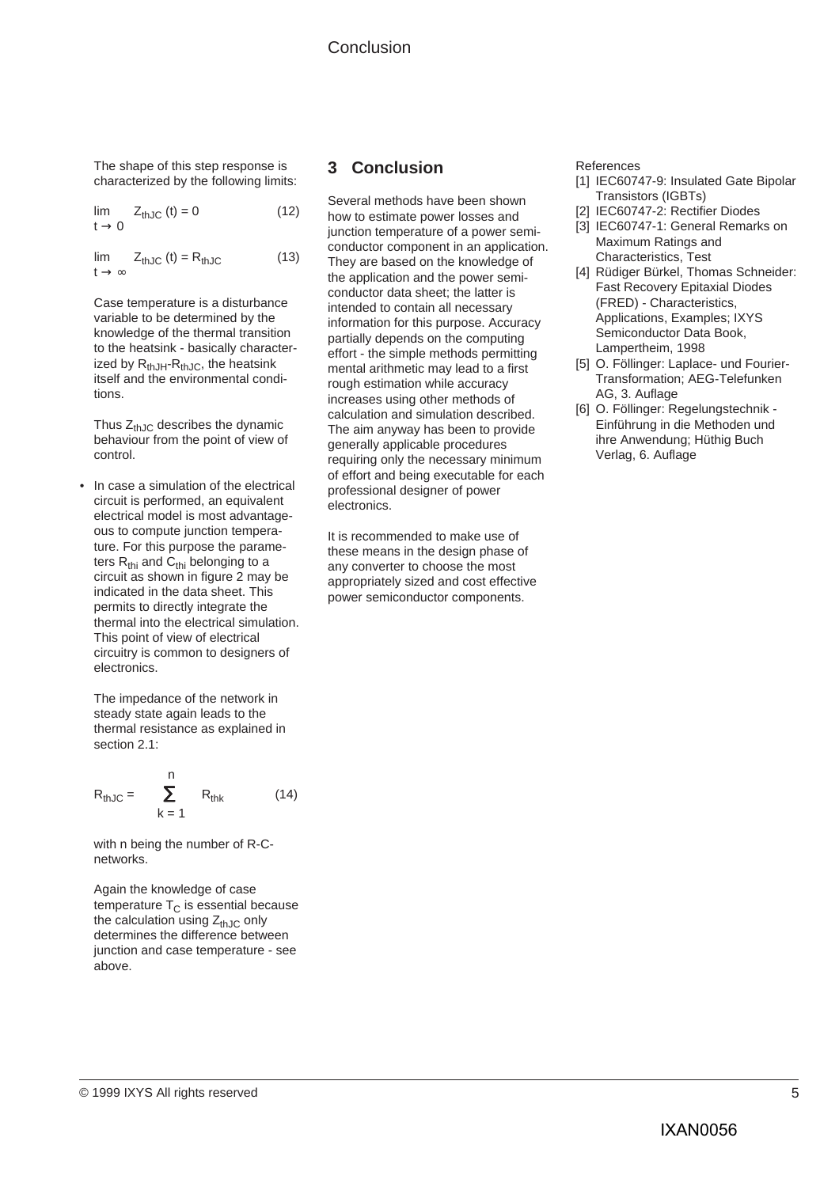The shape of this step response is characterized by the following limits:

$$\lim_{t \to 0} Z_{thJC}(t) = 0 \quad (12)$$

$$\lim_{t \to \infty} Z_{thJC}(t) = R_{thJC} \quad (13)$$

Case temperature is a disturbance variable to be determined by the knowledge of the thermal transition to the heatsink - basically characterized by $R_{thJH}$-$R_{thJC}$, the heatsink itself and the environmental conditions.

Thus $Z_{thJC}$ describes the dynamic behaviour from the point of view of control.

- In case a simulation of the electrical circuit is performed, an equivalent electrical model is most advantageous to compute junction temperature. For this purpose the parameters $R_{thi}$ and $C_{thi}$ belonging to a circuit as shown in figure 2 may be indicated in the data sheet. This permits to directly integrate the thermal into the electrical simulation. This point of view of electrical circuitry is common to designers of electronics.

The impedance of the network in steady state again leads to the thermal resistance as explained in section 2.1:

$$R_{thJC} = \sum_{k=1}^{n} R_{thk} \quad (14)$$

with n being the number of R-C-networks.

Again the knowledge of case temperature $T_C$ is essential because the calculation using $Z_{thJC}$ only determines the difference between junction and case temperature - see above.

## 3 Conclusion

Several methods have been shown how to estimate power losses and junction temperature of a power semiconductor component in an application. They are based on the knowledge of the application and the power semiconductor data sheet; the latter is intended to contain all necessary information for this purpose. Accuracy partially depends on the computing effort - the simple methods permitting mental arithmetic may lead to a first rough estimation while accuracy increases using other methods of calculation and simulation described. The aim anyway has been to provide generally applicable procedures requiring only the necessary minimum of effort and being executable for each professional designer of power electronics.

It is recommended to make use of these means in the design phase of any converter to choose the most appropriately sized and cost effective power semiconductor components.

References

[1] IEC60747-9: Insulated Gate Bipolar Transistors (IGBTs)

[2] IEC60747-2: Rectifier Diodes

[3] IEC60747-1: General Remarks on Maximum Ratings and Characteristics, Test

[4] Rüdiger Bürkel, Thomas Schneider: Fast Recovery Epitaxial Diodes (FRED) - Characteristics, Applications, Examples; IXYS Semiconductor Data Book, Lampertheim, 1998

[5] O. Föllinger: Laplace- und Fourier-Transformation; AEG-Telefunken AG, 3. Auflage

[6] O. Föllinger: Regelungstechnik - Einführung in die Methoden und ihre Anwendung; Hüthig Buch Verlag, 6. Auflage

© 1999 IXYS All rights reserved

IXAN0056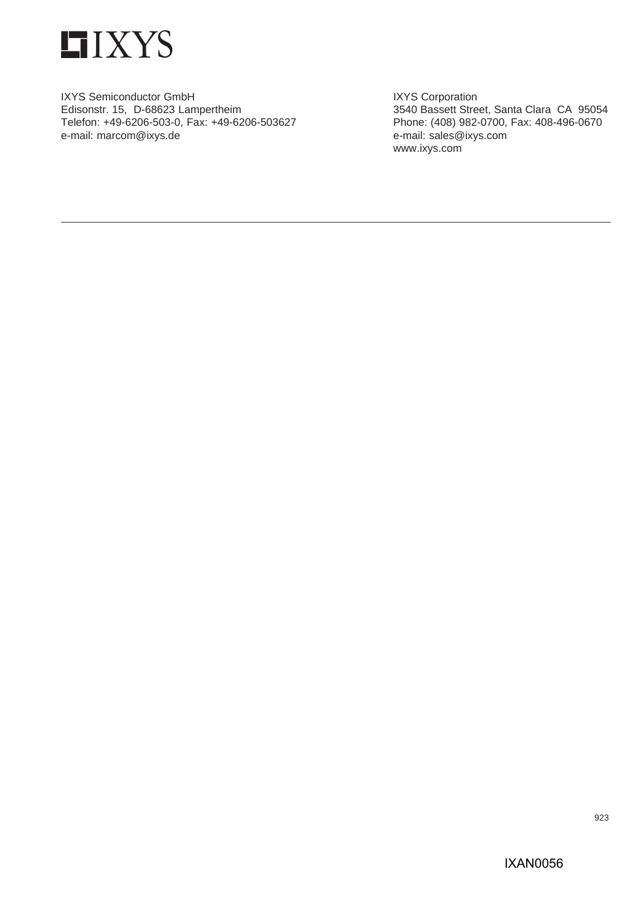IXYS

IXYS Semiconductor GmbH
Edisonstr. 15, D-68623 Lampertheim
Telefon: +49-6206-503-0, Fax: +49-6206-503627
e-mail: marcom@ixys.de

IXYS Corporation
3540 Bassett Street, Santa Clara CA 95054
Phone: (408) 982-0700, Fax: 408-496-0670
e-mail: sales@ixys.com
www.ixys.com

---

923

IXAN0056